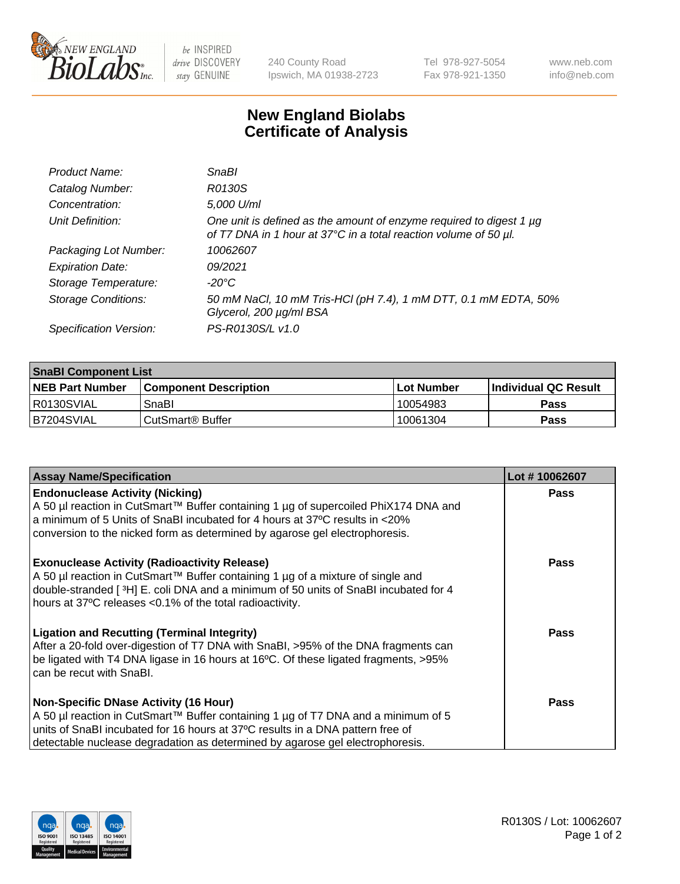New England BioLabs Inc. — be INSPIRED drive DISCOVERY stay GENUINE

240 County Road
Ipswich, MA 01938-2723

Tel 978-927-5054
Fax 978-921-1350

www.neb.com
info@neb.com

# New England Biolabs
# Certificate of Analysis

| | |
|---|---|
| *Product Name:* | *SnaBI* |
| *Catalog Number:* | *R0130S* |
| *Concentration:* | *5,000 U/ml* |
| *Unit Definition:* | *One unit is defined as the amount of enzyme required to digest 1 µg of T7 DNA in 1 hour at 37°C in a total reaction volume of 50 µl.* |
| *Packaging Lot Number:* | *10062607* |
| *Expiration Date:* | *09/2021* |
| *Storage Temperature:* | *-20°C* |
| *Storage Conditions:* | *50 mM NaCl, 10 mM Tris-HCl (pH 7.4), 1 mM DTT, 0.1 mM EDTA, 50% Glycerol, 200 µg/ml BSA* |
| *Specification Version:* | *PS-R0130S/L v1.0* |

| **SnaBI Component List** | | | |
|---|---|---|---|
| **NEB Part Number** | **Component Description** | **Lot Number** | **Individual QC Result** |
| R0130SVIAL | SnaBI | 10054983 | **Pass** |
| B7204SVIAL | CutSmart® Buffer | 10061304 | **Pass** |

| **Assay Name/Specification** | **Lot # 10062607** |
|---|---|
| **Endonuclease Activity (Nicking)**<br>A 50 µl reaction in CutSmart™ Buffer containing 1 µg of supercoiled PhiX174 DNA and a minimum of 5 Units of SnaBI incubated for 4 hours at 37ºC results in <20% conversion to the nicked form as determined by agarose gel electrophoresis. | **Pass** |
| **Exonuclease Activity (Radioactivity Release)**<br>A 50 µl reaction in CutSmart™ Buffer containing 1 µg of a mixture of single and double-stranded [$^{3}$H] E. coli DNA and a minimum of 50 units of SnaBI incubated for 4 hours at 37ºC releases <0.1% of the total radioactivity. | **Pass** |
| **Ligation and Recutting (Terminal Integrity)**<br>After a 20-fold over-digestion of T7 DNA with SnaBI, >95% of the DNA fragments can be ligated with T4 DNA ligase in 16 hours at 16ºC. Of these ligated fragments, >95% can be recut with SnaBI. | **Pass** |
| **Non-Specific DNase Activity (16 Hour)**<br>A 50 µl reaction in CutSmart™ Buffer containing 1 µg of T7 DNA and a minimum of 5 units of SnaBI incubated for 16 hours at 37ºC results in a DNA pattern free of detectable nuclease degradation as determined by agarose gel electrophoresis. | **Pass** |

ISO 9001 Registered Quality Management | ISO 13485 Registered Medical Devices | ISO 14001 Registered Environmental Management

R0130S / Lot: 10062607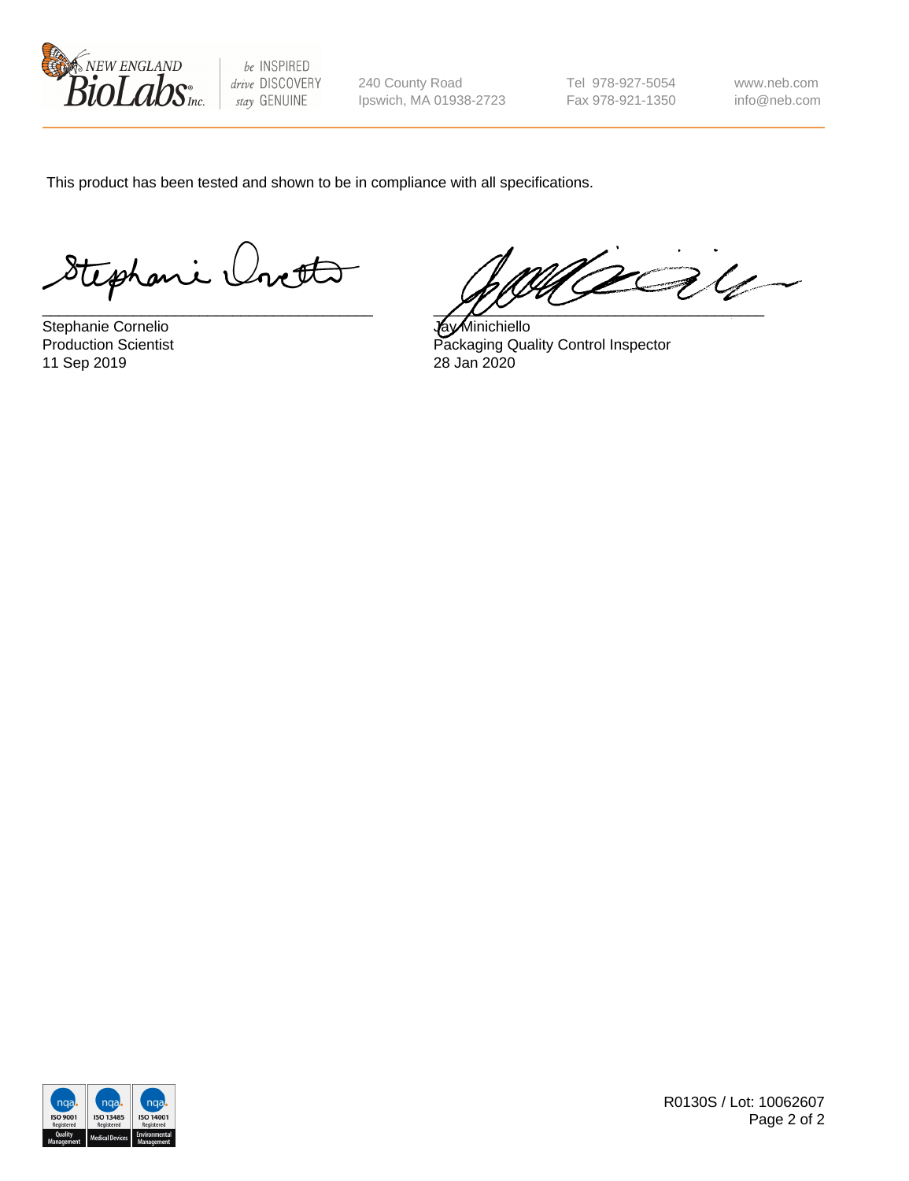This product has been tested and shown to be in compliance with all specifications.

Stephanie Cornelio
Production Scientist
11 Sep 2019

Jay Minichiello
Packaging Quality Control Inspector
28 Jan 2020

R0130S / Lot: 10062607